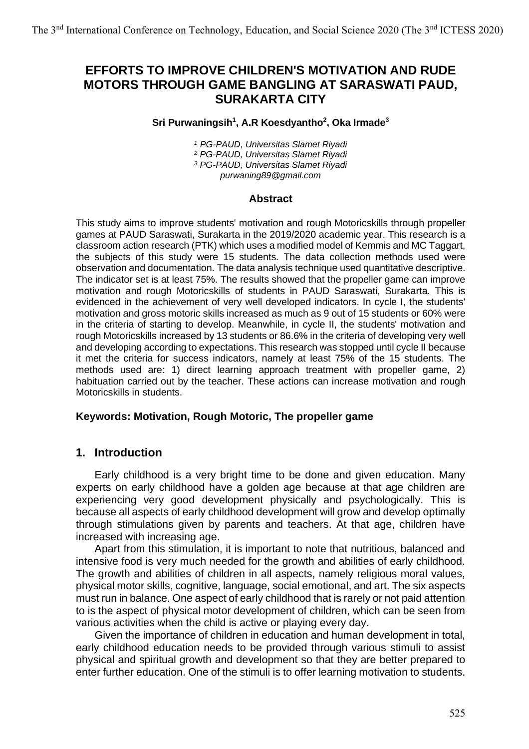# EFFORTS TO IMPROVE CHILDREN'S MOTIVATION AND RUDE MOTORS THROUGH GAME BANGLING AT SARASWATI PAUD, SURAKARTA CITY

**Sri Purwaningsih[1], A.R Koesdyantho[2], Oka Irmade[3]**

*[1] PG-PAUD, Universitas Slamet Riyadi*
*[2] PG-PAUD, Universitas Slamet Riyadi*
*[3] PG-PAUD, Universitas Slamet Riyadi*
*purwaning89@gmail.com*

## Abstract

This study aims to improve students' motivation and rough Motoricskills through propeller games at PAUD Saraswati, Surakarta in the 2019/2020 academic year. This research is a classroom action research (PTK) which uses a modified model of Kemmis and MC Taggart, the subjects of this study were 15 students. The data collection methods used were observation and documentation. The data analysis technique used quantitative descriptive. The indicator set is at least 75%. The results showed that the propeller game can improve motivation and rough Motoricskills of students in PAUD Saraswati, Surakarta. This is evidenced in the achievement of very well developed indicators. In cycle I, the students' motivation and gross motoric skills increased as much as 9 out of 15 students or 60% were in the criteria of starting to develop. Meanwhile, in cycle II, the students' motivation and rough Motoricskills increased by 13 students or 86.6% in the criteria of developing very well and developing according to expectations. This research was stopped until cycle II because it met the criteria for success indicators, namely at least 75% of the 15 students. The methods used are: 1) direct learning approach treatment with propeller game, 2) habituation carried out by the teacher. These actions can increase motivation and rough Motoricskills in students.

**Keywords: Motivation, Rough Motoric, The propeller game**

## 1. Introduction

Early childhood is a very bright time to be done and given education. Many experts on early childhood have a golden age because at that age children are experiencing very good development physically and psychologically. This is because all aspects of early childhood development will grow and develop optimally through stimulations given by parents and teachers. At that age, children have increased with increasing age.

Apart from this stimulation, it is important to note that nutritious, balanced and intensive food is very much needed for the growth and abilities of early childhood. The growth and abilities of children in all aspects, namely religious moral values, physical motor skills, cognitive, language, social emotional, and art. The six aspects must run in balance. One aspect of early childhood that is rarely or not paid attention to is the aspect of physical motor development of children, which can be seen from various activities when the child is active or playing every day.

Given the importance of children in education and human development in total, early childhood education needs to be provided through various stimuli to assist physical and spiritual growth and development so that they are better prepared to enter further education. One of the stimuli is to offer learning motivation to students.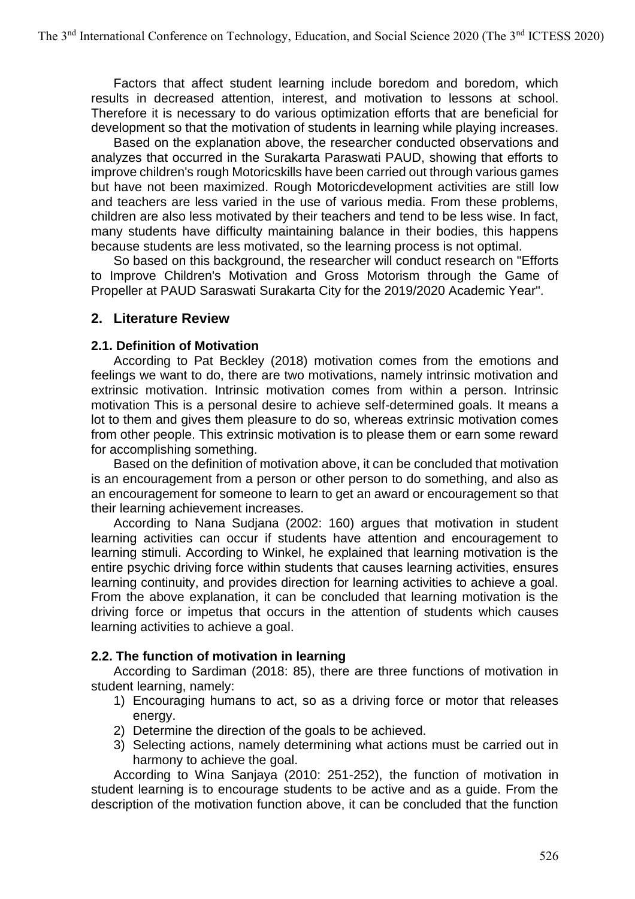Factors that affect student learning include boredom and boredom, which results in decreased attention, interest, and motivation to lessons at school. Therefore it is necessary to do various optimization efforts that are beneficial for development so that the motivation of students in learning while playing increases.

Based on the explanation above, the researcher conducted observations and analyzes that occurred in the Surakarta Paraswati PAUD, showing that efforts to improve children's rough Motoricskills have been carried out through various games but have not been maximized. Rough Motoricdevelopment activities are still low and teachers are less varied in the use of various media. From these problems, children are also less motivated by their teachers and tend to be less wise. In fact, many students have difficulty maintaining balance in their bodies, this happens because students are less motivated, so the learning process is not optimal.

So based on this background, the researcher will conduct research on "Efforts to Improve Children's Motivation and Gross Motorism through the Game of Propeller at PAUD Saraswati Surakarta City for the 2019/2020 Academic Year".

## 2. Literature Review

### 2.1. Definition of Motivation

According to Pat Beckley (2018) motivation comes from the emotions and feelings we want to do, there are two motivations, namely intrinsic motivation and extrinsic motivation. Intrinsic motivation comes from within a person. Intrinsic motivation This is a personal desire to achieve self-determined goals. It means a lot to them and gives them pleasure to do so, whereas extrinsic motivation comes from other people. This extrinsic motivation is to please them or earn some reward for accomplishing something.

Based on the definition of motivation above, it can be concluded that motivation is an encouragement from a person or other person to do something, and also as an encouragement for someone to learn to get an award or encouragement so that their learning achievement increases.

According to Nana Sudjana (2002: 160) argues that motivation in student learning activities can occur if students have attention and encouragement to learning stimuli. According to Winkel, he explained that learning motivation is the entire psychic driving force within students that causes learning activities, ensures learning continuity, and provides direction for learning activities to achieve a goal. From the above explanation, it can be concluded that learning motivation is the driving force or impetus that occurs in the attention of students which causes learning activities to achieve a goal.

### 2.2. The function of motivation in learning

According to Sardiman (2018: 85), there are three functions of motivation in student learning, namely:

1) Encouraging humans to act, so as a driving force or motor that releases energy.
2) Determine the direction of the goals to be achieved.
3) Selecting actions, namely determining what actions must be carried out in harmony to achieve the goal.

According to Wina Sanjaya (2010: 251-252), the function of motivation in student learning is to encourage students to be active and as a guide. From the description of the motivation function above, it can be concluded that the function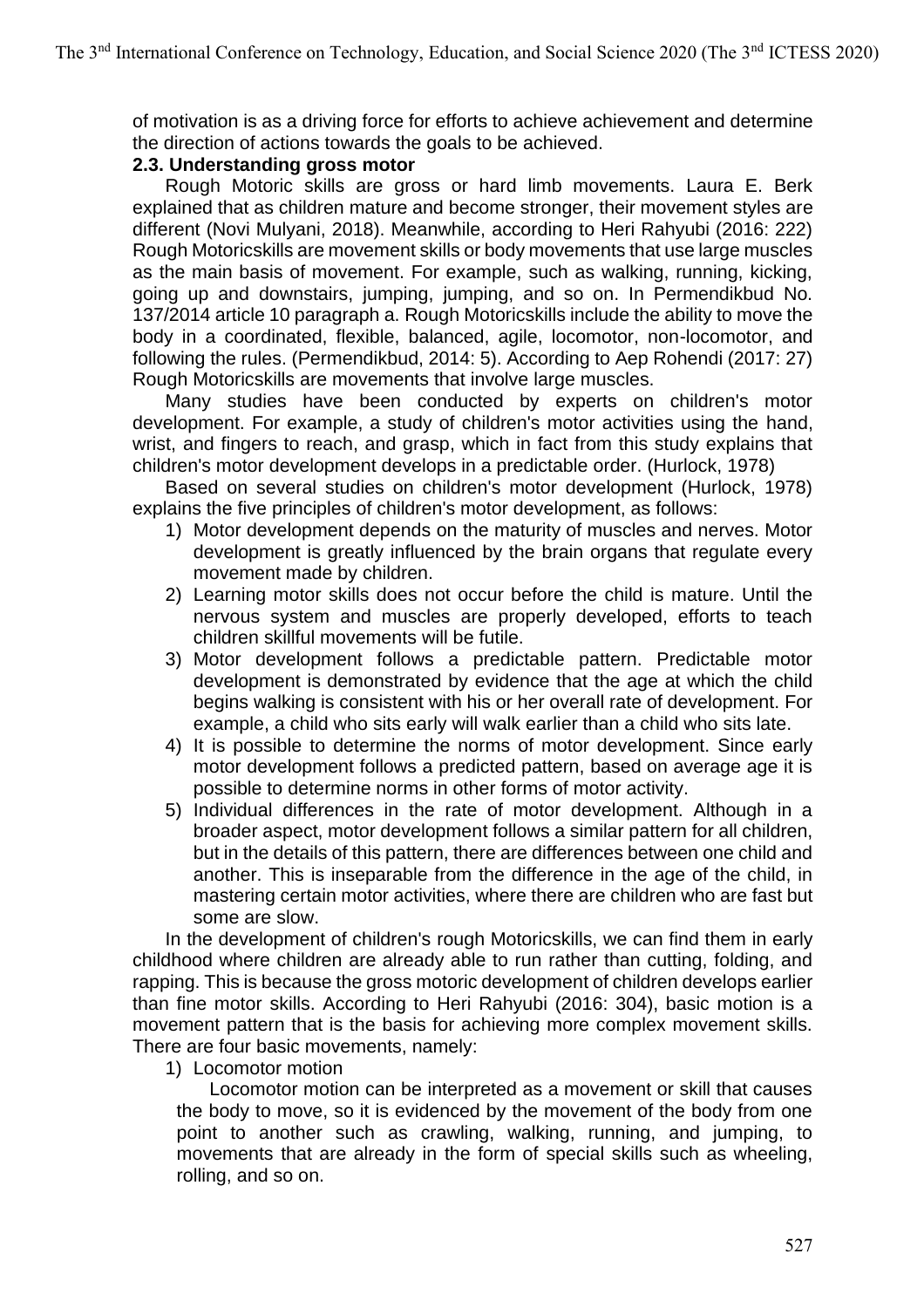of motivation is as a driving force for efforts to achieve achievement and determine the direction of actions towards the goals to be achieved.

### 2.3. Understanding gross motor

Rough Motoric skills are gross or hard limb movements. Laura E. Berk explained that as children mature and become stronger, their movement styles are different (Novi Mulyani, 2018). Meanwhile, according to Heri Rahyubi (2016: 222) Rough Motoricskills are movement skills or body movements that use large muscles as the main basis of movement. For example, such as walking, running, kicking, going up and downstairs, jumping, jumping, and so on. In Permendikbud No. 137/2014 article 10 paragraph a. Rough Motoricskills include the ability to move the body in a coordinated, flexible, balanced, agile, locomotor, non-locomotor, and following the rules. (Permendikbud, 2014: 5). According to Aep Rohendi (2017: 27) Rough Motoricskills are movements that involve large muscles.

Many studies have been conducted by experts on children's motor development. For example, a study of children's motor activities using the hand, wrist, and fingers to reach, and grasp, which in fact from this study explains that children's motor development develops in a predictable order. (Hurlock, 1978)

Based on several studies on children's motor development (Hurlock, 1978) explains the five principles of children's motor development, as follows:

1) Motor development depends on the maturity of muscles and nerves. Motor development is greatly influenced by the brain organs that regulate every movement made by children.
2) Learning motor skills does not occur before the child is mature. Until the nervous system and muscles are properly developed, efforts to teach children skillful movements will be futile.
3) Motor development follows a predictable pattern. Predictable motor development is demonstrated by evidence that the age at which the child begins walking is consistent with his or her overall rate of development. For example, a child who sits early will walk earlier than a child who sits late.
4) It is possible to determine the norms of motor development. Since early motor development follows a predicted pattern, based on average age it is possible to determine norms in other forms of motor activity.
5) Individual differences in the rate of motor development. Although in a broader aspect, motor development follows a similar pattern for all children, but in the details of this pattern, there are differences between one child and another. This is inseparable from the difference in the age of the child, in mastering certain motor activities, where there are children who are fast but some are slow.

In the development of children's rough Motoricskills, we can find them in early childhood where children are already able to run rather than cutting, folding, and rapping. This is because the gross motoric development of children develops earlier than fine motor skills. According to Heri Rahyubi (2016: 304), basic motion is a movement pattern that is the basis for achieving more complex movement skills. There are four basic movements, namely:

1) Locomotor motion

   Locomotor motion can be interpreted as a movement or skill that causes the body to move, so it is evidenced by the movement of the body from one point to another such as crawling, walking, running, and jumping, to movements that are already in the form of special skills such as wheeling, rolling, and so on.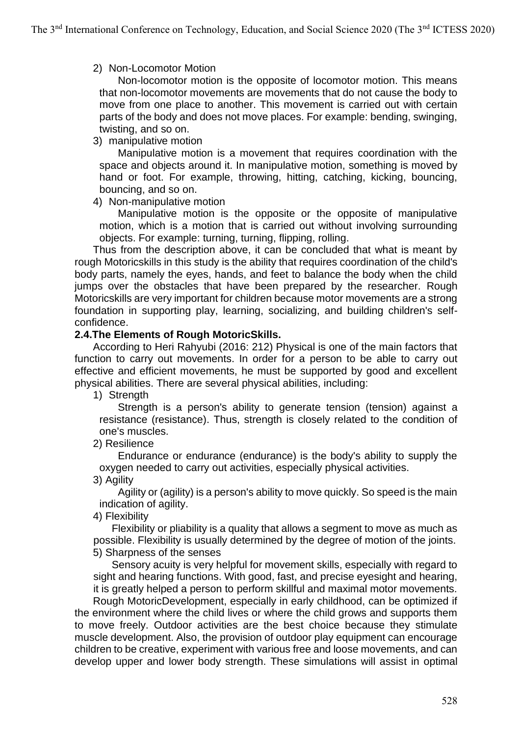2) Non-Locomotor Motion

Non-locomotor motion is the opposite of locomotor motion. This means that non-locomotor movements are movements that do not cause the body to move from one place to another. This movement is carried out with certain parts of the body and does not move places. For example: bending, swinging, twisting, and so on.

3) manipulative motion

Manipulative motion is a movement that requires coordination with the space and objects around it. In manipulative motion, something is moved by hand or foot. For example, throwing, hitting, catching, kicking, bouncing, bouncing, and so on.

4) Non-manipulative motion

Manipulative motion is the opposite or the opposite of manipulative motion, which is a motion that is carried out without involving surrounding objects. For example: turning, turning, flipping, rolling.

Thus from the description above, it can be concluded that what is meant by rough Motoricskills in this study is the ability that requires coordination of the child's body parts, namely the eyes, hands, and feet to balance the body when the child jumps over the obstacles that have been prepared by the researcher. Rough Motoricskills are very important for children because motor movements are a strong foundation in supporting play, learning, socializing, and building children's self-confidence.

**2.4.The Elements of Rough MotoricSkills.**

According to Heri Rahyubi (2016: 212) Physical is one of the main factors that function to carry out movements. In order for a person to be able to carry out effective and efficient movements, he must be supported by good and excellent physical abilities. There are several physical abilities, including:

1) Strength

Strength is a person's ability to generate tension (tension) against a resistance (resistance). Thus, strength is closely related to the condition of one's muscles.

2) Resilience

Endurance or endurance (endurance) is the body's ability to supply the oxygen needed to carry out activities, especially physical activities.

3) Agility

Agility or (agility) is a person's ability to move quickly. So speed is the main indication of agility.

4) Flexibility

Flexibility or pliability is a quality that allows a segment to move as much as possible. Flexibility is usually determined by the degree of motion of the joints.

5) Sharpness of the senses

Sensory acuity is very helpful for movement skills, especially with regard to sight and hearing functions. With good, fast, and precise eyesight and hearing, it is greatly helped a person to perform skillful and maximal motor movements.

Rough MotoricDevelopment, especially in early childhood, can be optimized if the environment where the child lives or where the child grows and supports them to move freely. Outdoor activities are the best choice because they stimulate muscle development. Also, the provision of outdoor play equipment can encourage children to be creative, experiment with various free and loose movements, and can develop upper and lower body strength. These simulations will assist in optimal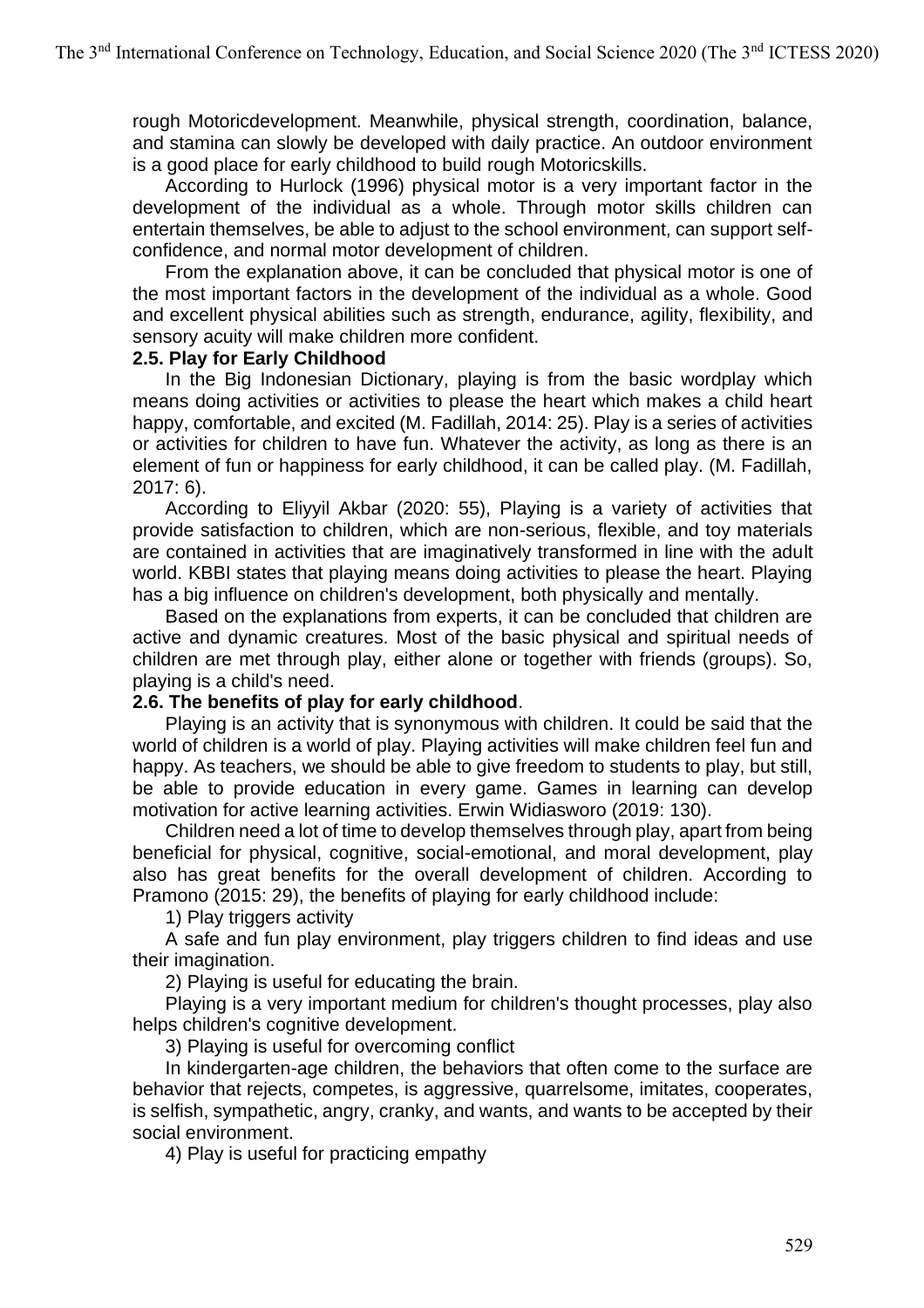rough Motoricdevelopment. Meanwhile, physical strength, coordination, balance, and stamina can slowly be developed with daily practice. An outdoor environment is a good place for early childhood to build rough Motoricskills.

According to Hurlock (1996) physical motor is a very important factor in the development of the individual as a whole. Through motor skills children can entertain themselves, be able to adjust to the school environment, can support self-confidence, and normal motor development of children.

From the explanation above, it can be concluded that physical motor is one of the most important factors in the development of the individual as a whole. Good and excellent physical abilities such as strength, endurance, agility, flexibility, and sensory acuity will make children more confident.

### 2.5. Play for Early Childhood

In the Big Indonesian Dictionary, playing is from the basic wordplay which means doing activities or activities to please the heart which makes a child heart happy, comfortable, and excited (M. Fadillah, 2014: 25). Play is a series of activities or activities for children to have fun. Whatever the activity, as long as there is an element of fun or happiness for early childhood, it can be called play. (M. Fadillah, 2017: 6).

According to Eliyyil Akbar (2020: 55), Playing is a variety of activities that provide satisfaction to children, which are non-serious, flexible, and toy materials are contained in activities that are imaginatively transformed in line with the adult world. KBBI states that playing means doing activities to please the heart. Playing has a big influence on children's development, both physically and mentally.

Based on the explanations from experts, it can be concluded that children are active and dynamic creatures. Most of the basic physical and spiritual needs of children are met through play, either alone or together with friends (groups). So, playing is a child's need.

### 2.6. The benefits of play for early childhood.

Playing is an activity that is synonymous with children. It could be said that the world of children is a world of play. Playing activities will make children feel fun and happy. As teachers, we should be able to give freedom to students to play, but still, be able to provide education in every game. Games in learning can develop motivation for active learning activities. Erwin Widiasworo (2019: 130).

Children need a lot of time to develop themselves through play, apart from being beneficial for physical, cognitive, social-emotional, and moral development, play also has great benefits for the overall development of children. According to Pramono (2015: 29), the benefits of playing for early childhood include:

1) Play triggers activity

A safe and fun play environment, play triggers children to find ideas and use their imagination.

2) Playing is useful for educating the brain.

Playing is a very important medium for children's thought processes, play also helps children's cognitive development.

3) Playing is useful for overcoming conflict

In kindergarten-age children, the behaviors that often come to the surface are behavior that rejects, competes, is aggressive, quarrelsome, imitates, cooperates, is selfish, sympathetic, angry, cranky, and wants, and wants to be accepted by their social environment.

4) Play is useful for practicing empathy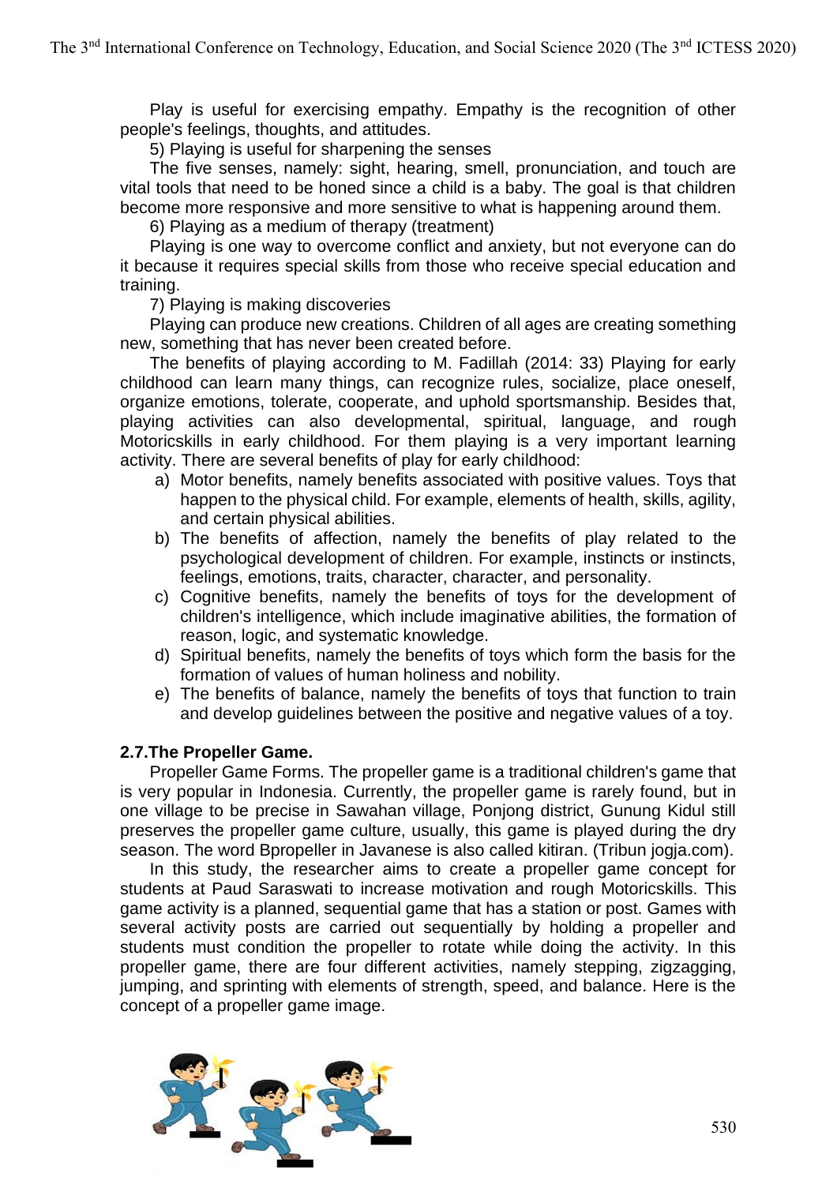Play is useful for exercising empathy. Empathy is the recognition of other people's feelings, thoughts, and attitudes.

5) Playing is useful for sharpening the senses

The five senses, namely: sight, hearing, smell, pronunciation, and touch are vital tools that need to be honed since a child is a baby. The goal is that children become more responsive and more sensitive to what is happening around them.

6) Playing as a medium of therapy (treatment)

Playing is one way to overcome conflict and anxiety, but not everyone can do it because it requires special skills from those who receive special education and training.

7) Playing is making discoveries

Playing can produce new creations. Children of all ages are creating something new, something that has never been created before.

The benefits of playing according to M. Fadillah (2014: 33) Playing for early childhood can learn many things, can recognize rules, socialize, place oneself, organize emotions, tolerate, cooperate, and uphold sportsmanship. Besides that, playing activities can also developmental, spiritual, language, and rough Motoricskills in early childhood. For them playing is a very important learning activity. There are several benefits of play for early childhood:

a) Motor benefits, namely benefits associated with positive values. Toys that happen to the physical child. For example, elements of health, skills, agility, and certain physical abilities.
b) The benefits of affection, namely the benefits of play related to the psychological development of children. For example, instincts or instincts, feelings, emotions, traits, character, character, and personality.
c) Cognitive benefits, namely the benefits of toys for the development of children's intelligence, which include imaginative abilities, the formation of reason, logic, and systematic knowledge.
d) Spiritual benefits, namely the benefits of toys which form the basis for the formation of values of human holiness and nobility.
e) The benefits of balance, namely the benefits of toys that function to train and develop guidelines between the positive and negative values of a toy.

### 2.7.The Propeller Game.

Propeller Game Forms. The propeller game is a traditional children's game that is very popular in Indonesia. Currently, the propeller game is rarely found, but in one village to be precise in Sawahan village, Ponjong district, Gunung Kidul still preserves the propeller game culture, usually, this game is played during the dry season. The word Bpropeller in Javanese is also called kitiran. (Tribun jogja.com).

In this study, the researcher aims to create a propeller game concept for students at Paud Saraswati to increase motivation and rough Motoricskills. This game activity is a planned, sequential game that has a station or post. Games with several activity posts are carried out sequentially by holding a propeller and students must condition the propeller to rotate while doing the activity. In this propeller game, there are four different activities, namely stepping, zigzagging, jumping, and sprinting with elements of strength, speed, and balance. Here is the concept of a propeller game image.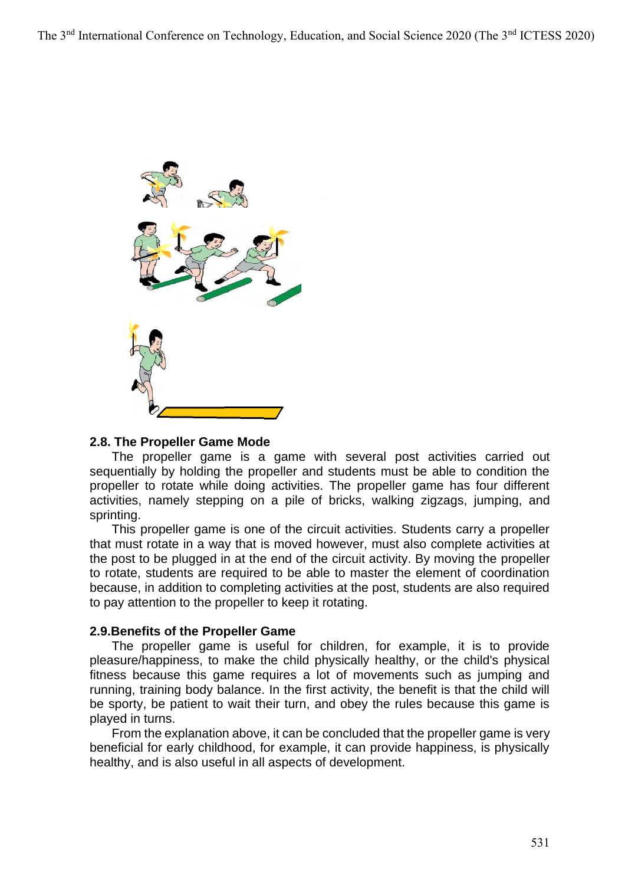### 2.8. The Propeller Game Mode

The propeller game is a game with several post activities carried out sequentially by holding the propeller and students must be able to condition the propeller to rotate while doing activities. The propeller game has four different activities, namely stepping on a pile of bricks, walking zigzags, jumping, and sprinting.

This propeller game is one of the circuit activities. Students carry a propeller that must rotate in a way that is moved however, must also complete activities at the post to be plugged in at the end of the circuit activity. By moving the propeller to rotate, students are required to be able to master the element of coordination because, in addition to completing activities at the post, students are also required to pay attention to the propeller to keep it rotating.

### 2.9.Benefits of the Propeller Game

The propeller game is useful for children, for example, it is to provide pleasure/happiness, to make the child physically healthy, or the child's physical fitness because this game requires a lot of movements such as jumping and running, training body balance. In the first activity, the benefit is that the child will be sporty, be patient to wait their turn, and obey the rules because this game is played in turns.

From the explanation above, it can be concluded that the propeller game is very beneficial for early childhood, for example, it can provide happiness, is physically healthy, and is also useful in all aspects of development.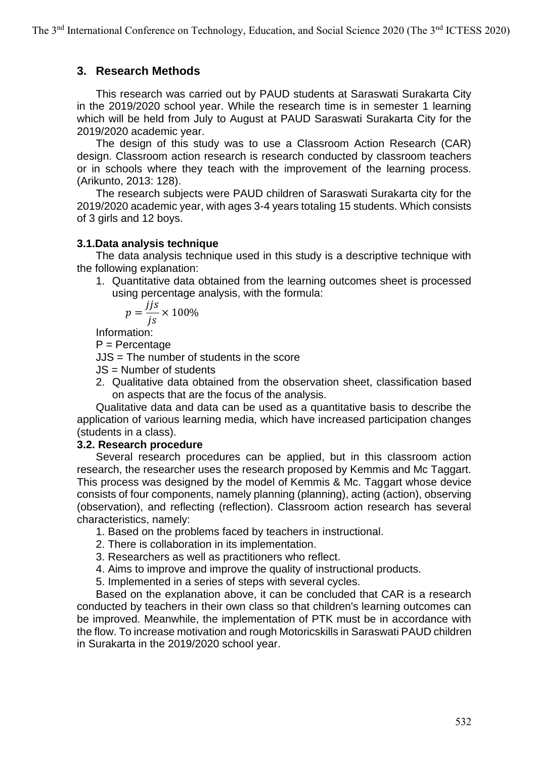## 3. Research Methods

This research was carried out by PAUD students at Saraswati Surakarta City in the 2019/2020 school year. While the research time is in semester 1 learning which will be held from July to August at PAUD Saraswati Surakarta City for the 2019/2020 academic year.

The design of this study was to use a Classroom Action Research (CAR) design. Classroom action research is research conducted by classroom teachers or in schools where they teach with the improvement of the learning process. (Arikunto, 2013: 128).

The research subjects were PAUD children of Saraswati Surakarta city for the 2019/2020 academic year, with ages 3-4 years totaling 15 students. Which consists of 3 girls and 12 boys.

### 3.1. Data analysis technique

The data analysis technique used in this study is a descriptive technique with the following explanation:

1. Quantitative data obtained from the learning outcomes sheet is processed using percentage analysis, with the formula:

$$p = \frac{jjs}{js} \times 100\%$$

Information:

P = Percentage

JJS = The number of students in the score

JS = Number of students

2. Qualitative data obtained from the observation sheet, classification based on aspects that are the focus of the analysis.

Qualitative data and data can be used as a quantitative basis to describe the application of various learning media, which have increased participation changes (students in a class).

### 3.2. Research procedure

Several research procedures can be applied, but in this classroom action research, the researcher uses the research proposed by Kemmis and Mc Taggart. This process was designed by the model of Kemmis & Mc. Taggart whose device consists of four components, namely planning (planning), acting (action), observing (observation), and reflecting (reflection). Classroom action research has several characteristics, namely:

1. Based on the problems faced by teachers in instructional.
2. There is collaboration in its implementation.
3. Researchers as well as practitioners who reflect.
4. Aims to improve and improve the quality of instructional products.
5. Implemented in a series of steps with several cycles.

Based on the explanation above, it can be concluded that CAR is a research conducted by teachers in their own class so that children's learning outcomes can be improved. Meanwhile, the implementation of PTK must be in accordance with the flow. To increase motivation and rough Motoricskills in Saraswati PAUD children in Surakarta in the 2019/2020 school year.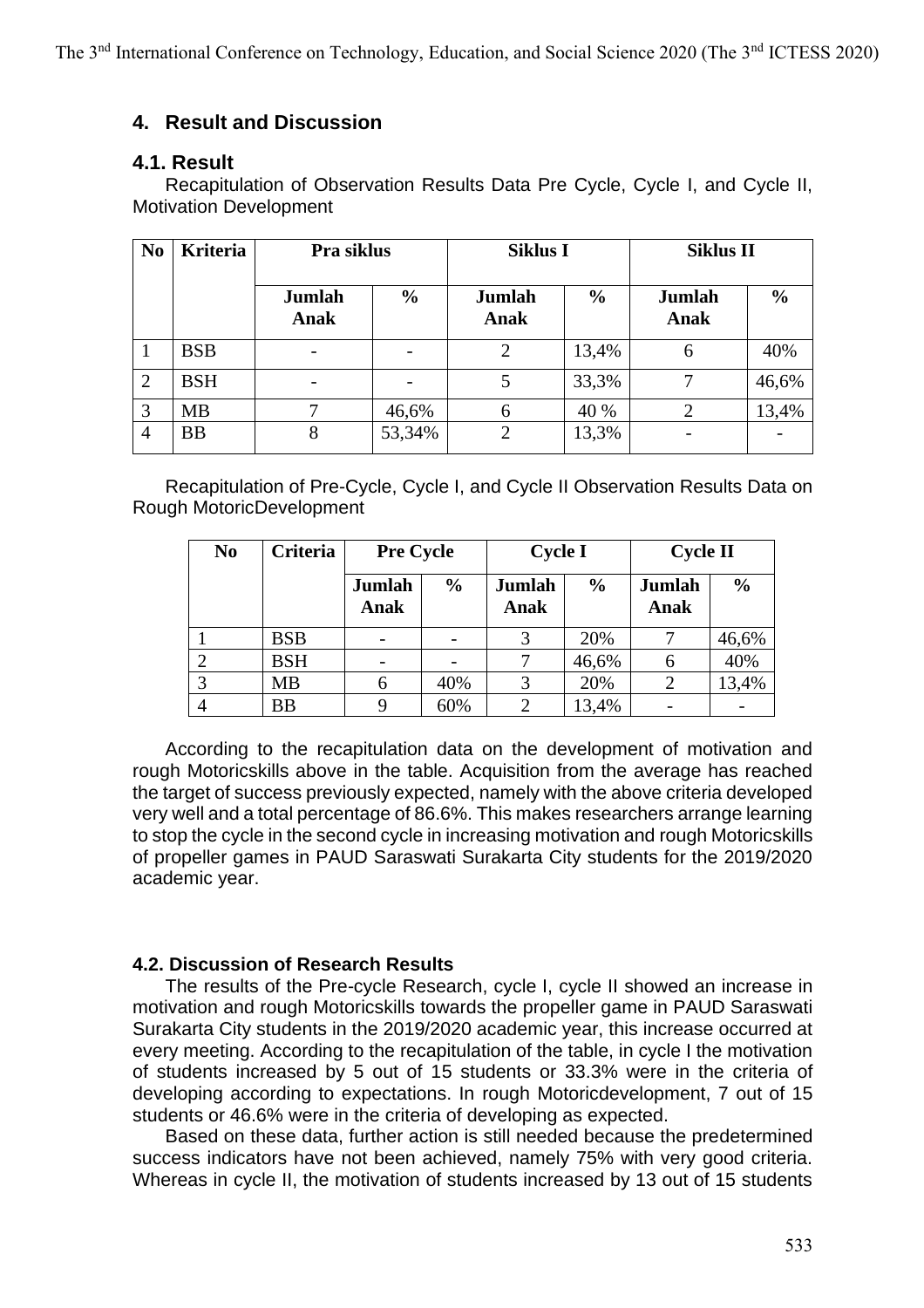## 4. Result and Discussion

### 4.1. Result

Recapitulation of Observation Results Data Pre Cycle, Cycle I, and Cycle II, Motivation Development

| No | Kriteria | Pra siklus | | Siklus I | | Siklus II | |
|---|---|---|---|---|---|---|---|
| | | Jumlah Anak | % | Jumlah Anak | % | Jumlah Anak | % |
| 1 | BSB | - | - | 2 | 13,4% | 6 | 40% |
| 2 | BSH | - | - | 5 | 33,3% | 7 | 46,6% |
| 3 | MB | 7 | 46,6% | 6 | 40 % | 2 | 13,4% |
| 4 | BB | 8 | 53,34% | 2 | 13,3% | - | - |

Recapitulation of Pre-Cycle, Cycle I, and Cycle II Observation Results Data on Rough MotoricDevelopment

| No | Criteria | Pre Cycle | | Cycle I | | Cycle II | |
|---|---|---|---|---|---|---|---|
| | | Jumlah Anak | % | Jumlah Anak | % | Jumlah Anak | % |
| 1 | BSB | - | - | 3 | 20% | 7 | 46,6% |
| 2 | BSH | - | - | 7 | 46,6% | 6 | 40% |
| 3 | MB | 6 | 40% | 3 | 20% | 2 | 13,4% |
| 4 | BB | 9 | 60% | 2 | 13,4% | - | - |

According to the recapitulation data on the development of motivation and rough Motoricskills above in the table. Acquisition from the average has reached the target of success previously expected, namely with the above criteria developed very well and a total percentage of 86.6%. This makes researchers arrange learning to stop the cycle in the second cycle in increasing motivation and rough Motoricskills of propeller games in PAUD Saraswati Surakarta City students for the 2019/2020 academic year.

### 4.2. Discussion of Research Results

The results of the Pre-cycle Research, cycle I, cycle II showed an increase in motivation and rough Motoricskills towards the propeller game in PAUD Saraswati Surakarta City students in the 2019/2020 academic year, this increase occurred at every meeting. According to the recapitulation of the table, in cycle I the motivation of students increased by 5 out of 15 students or 33.3% were in the criteria of developing according to expectations. In rough Motoricdevelopment, 7 out of 15 students or 46.6% were in the criteria of developing as expected.

Based on these data, further action is still needed because the predetermined success indicators have not been achieved, namely 75% with very good criteria. Whereas in cycle II, the motivation of students increased by 13 out of 15 students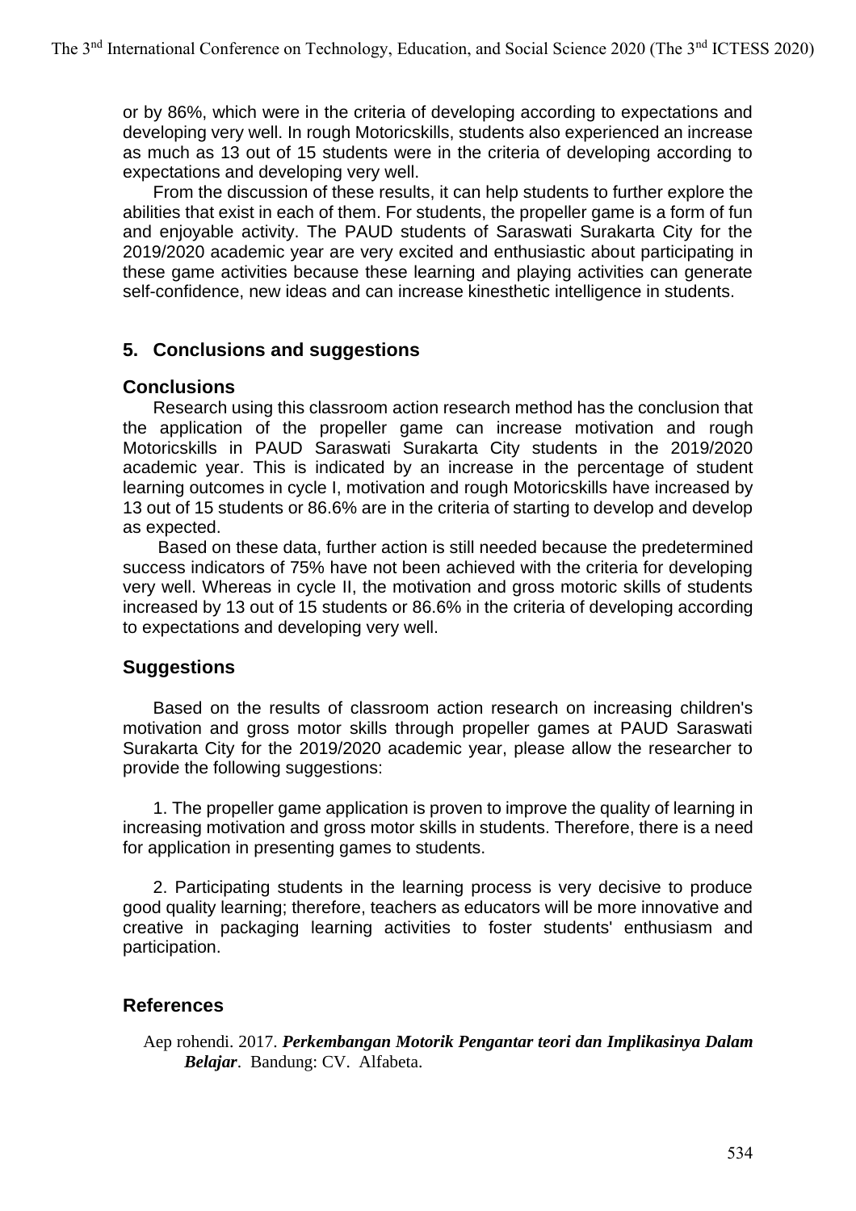or by 86%, which were in the criteria of developing according to expectations and developing very well. In rough Motoricskills, students also experienced an increase as much as 13 out of 15 students were in the criteria of developing according to expectations and developing very well.

From the discussion of these results, it can help students to further explore the abilities that exist in each of them. For students, the propeller game is a form of fun and enjoyable activity. The PAUD students of Saraswati Surakarta City for the 2019/2020 academic year are very excited and enthusiastic about participating in these game activities because these learning and playing activities can generate self-confidence, new ideas and can increase kinesthetic intelligence in students.

## 5. Conclusions and suggestions

### Conclusions

Research using this classroom action research method has the conclusion that the application of the propeller game can increase motivation and rough Motoricskills in PAUD Saraswati Surakarta City students in the 2019/2020 academic year. This is indicated by an increase in the percentage of student learning outcomes in cycle I, motivation and rough Motoricskills have increased by 13 out of 15 students or 86.6% are in the criteria of starting to develop and develop as expected.

Based on these data, further action is still needed because the predetermined success indicators of 75% have not been achieved with the criteria for developing very well. Whereas in cycle II, the motivation and gross motoric skills of students increased by 13 out of 15 students or 86.6% in the criteria of developing according to expectations and developing very well.

### Suggestions

Based on the results of classroom action research on increasing children's motivation and gross motor skills through propeller games at PAUD Saraswati Surakarta City for the 2019/2020 academic year, please allow the researcher to provide the following suggestions:

1. The propeller game application is proven to improve the quality of learning in increasing motivation and gross motor skills in students. Therefore, there is a need for application in presenting games to students.

2. Participating students in the learning process is very decisive to produce good quality learning; therefore, teachers as educators will be more innovative and creative in packaging learning activities to foster students' enthusiasm and participation.

## References

Aep rohendi. 2017. ***Perkembangan Motorik Pengantar teori dan Implikasinya Dalam Belajar***. Bandung: CV. Alfabeta.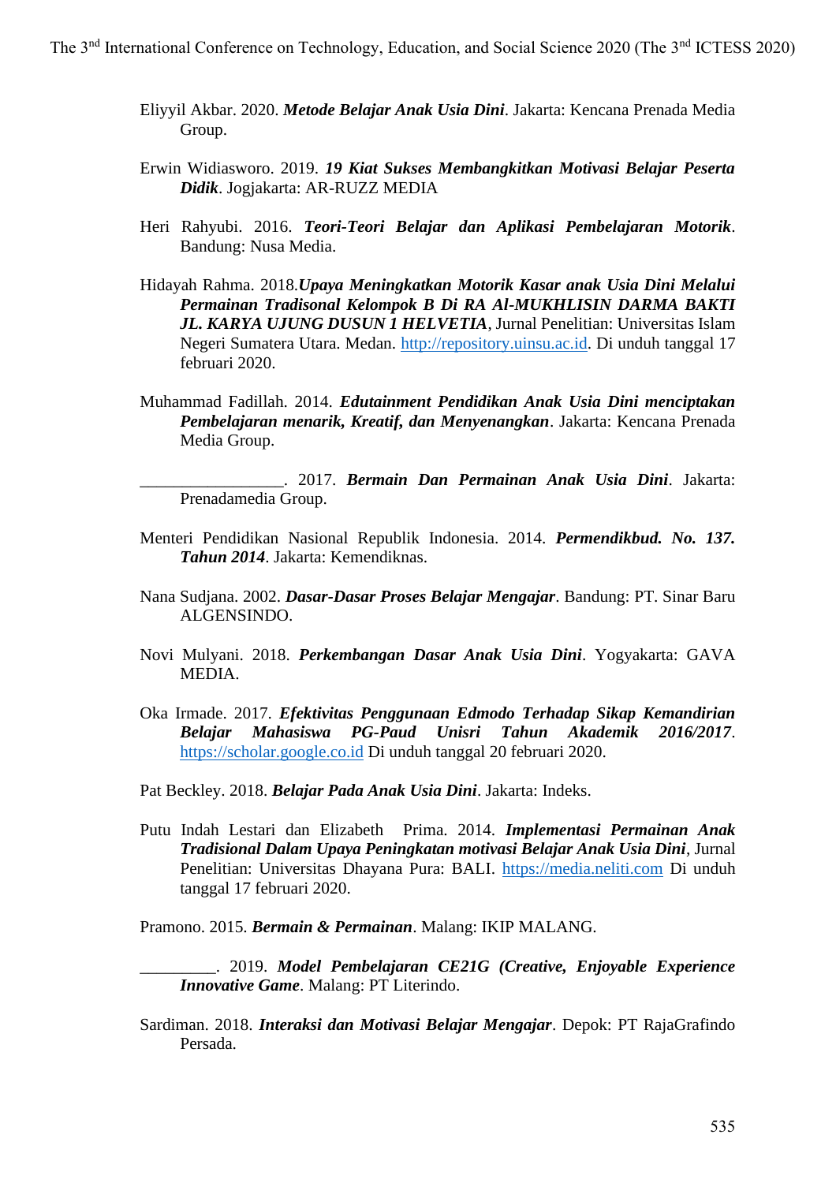Eliyyil Akbar. 2020. ***Metode Belajar Anak Usia Dini***. Jakarta: Kencana Prenada Media Group.

Erwin Widiasworo. 2019. ***19 Kiat Sukses Membangkitkan Motivasi Belajar Peserta Didik***. Jogjakarta: AR-RUZZ MEDIA

Heri Rahyubi. 2016. ***Teori-Teori Belajar dan Aplikasi Pembelajaran Motorik***. Bandung: Nusa Media.

Hidayah Rahma. 2018.***Upaya Meningkatkan Motorik Kasar anak Usia Dini Melalui Permainan Tradisonal Kelompok B Di RA Al-MUKHLISIN DARMA BAKTI JL. KARYA UJUNG DUSUN 1 HELVETIA***, Jurnal Penelitian: Universitas Islam Negeri Sumatera Utara. Medan. http://repository.uinsu.ac.id. Di unduh tanggal 17 februari 2020.

Muhammad Fadillah. 2014. ***Edutainment Pendidikan Anak Usia Dini menciptakan Pembelajaran menarik, Kreatif, dan Menyenangkan***. Jakarta: Kencana Prenada Media Group.

_________________. 2017. ***Bermain Dan Permainan Anak Usia Dini***. Jakarta: Prenadamedia Group.

Menteri Pendidikan Nasional Republik Indonesia. 2014. ***Permendikbud. No. 137. Tahun 2014***. Jakarta: Kemendiknas.

Nana Sudjana. 2002. ***Dasar-Dasar Proses Belajar Mengajar***. Bandung: PT. Sinar Baru ALGENSINDO.

Novi Mulyani. 2018. ***Perkembangan Dasar Anak Usia Dini***. Yogyakarta: GAVA MEDIA.

Oka Irmade. 2017. ***Efektivitas Penggunaan Edmodo Terhadap Sikap Kemandirian Belajar Mahasiswa PG-Paud Unisri Tahun Akademik 2016/2017***. https://scholar.google.co.id Di unduh tanggal 20 februari 2020.

Pat Beckley. 2018. ***Belajar Pada Anak Usia Dini***. Jakarta: Indeks.

Putu Indah Lestari dan Elizabeth Prima. 2014. ***Implementasi Permainan Anak Tradisional Dalam Upaya Peningkatan motivasi Belajar Anak Usia Dini***, Jurnal Penelitian: Universitas Dhayana Pura: BALI. https://media.neliti.com Di unduh tanggal 17 februari 2020.

Pramono. 2015. ***Bermain & Permainan***. Malang: IKIP MALANG.

_________. 2019. ***Model Pembelajaran CE21G (Creative, Enjoyable Experience Innovative Game***. Malang: PT Literindo.

Sardiman. 2018. ***Interaksi dan Motivasi Belajar Mengajar***. Depok: PT RajaGrafindo Persada.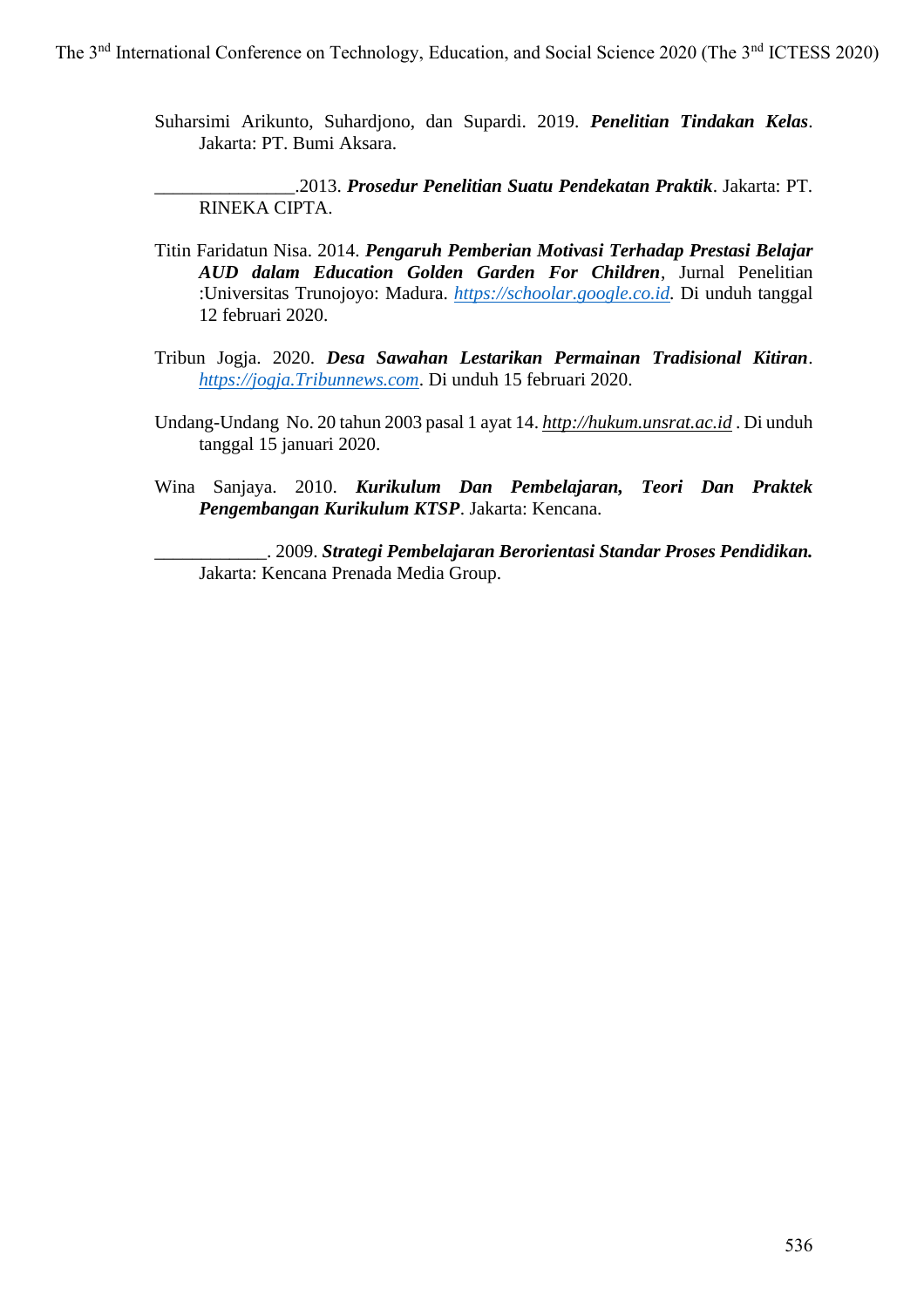Suharsimi Arikunto, Suhardjono, dan Supardi. 2019. ***Penelitian Tindakan Kelas***. Jakarta: PT. Bumi Aksara.

_______________.2013. ***Prosedur Penelitian Suatu Pendekatan Praktik***. Jakarta: PT. RINEKA CIPTA.

Titin Faridatun Nisa. 2014. ***Pengaruh Pemberian Motivasi Terhadap Prestasi Belajar AUD dalam Education Golden Garden For Children***, Jurnal Penelitian :Universitas Trunojoyo: Madura. *https://schoolar.google.co.id*. Di unduh tanggal 12 februari 2020.

Tribun Jogja. 2020. ***Desa Sawahan Lestarikan Permainan Tradisional Kitiran***. *https://jogja.Tribunnews.com*. Di unduh 15 februari 2020.

Undang-Undang No. 20 tahun 2003 pasal 1 ayat 14. *http://hukum.unsrat.ac.id* . Di unduh tanggal 15 januari 2020.

Wina Sanjaya. 2010. ***Kurikulum Dan Pembelajaran, Teori Dan Praktek Pengembangan Kurikulum KTSP***. Jakarta: Kencana.

____________. 2009. ***Strategi Pembelajaran Berorientasi Standar Proses Pendidikan.*** Jakarta: Kencana Prenada Media Group.